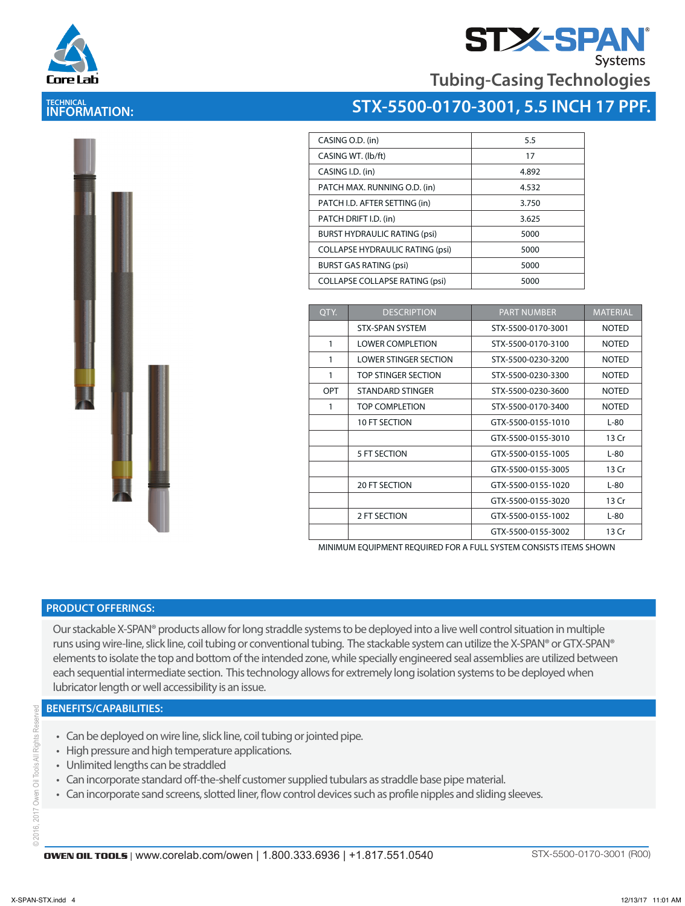# STX-SPAN® Systems

## Tubing-Casing Technologies

**TECHNICAL INFORMATION:**

## STX-5500-0170-3001, 5.5 INCH 17 PPF.

| | |
|---|---|
| CASING O.D. (in) | 5.5 |
| CASING WT. (lb/ft) | 17 |
| CASING I.D. (in) | 4.892 |
| PATCH MAX. RUNNING O.D. (in) | 4.532 |
| PATCH I.D. AFTER SETTING (in) | 3.750 |
| PATCH DRIFT I.D. (in) | 3.625 |
| BURST HYDRAULIC RATING (psi) | 5000 |
| COLLAPSE HYDRAULIC RATING (psi) | 5000 |
| BURST GAS RATING (psi) | 5000 |
| COLLAPSE COLLAPSE RATING (psi) | 5000 |

| QTY. | DESCRIPTION | PART NUMBER | MATERIAL |
|---|---|---|---|
| | STX-SPAN SYSTEM | STX-5500-0170-3001 | NOTED |
| 1 | LOWER COMPLETION | STX-5500-0170-3100 | NOTED |
| 1 | LOWER STINGER SECTION | STX-5500-0230-3200 | NOTED |
| 1 | TOP STINGER SECTION | STX-5500-0230-3300 | NOTED |
| OPT | STANDARD STINGER | STX-5500-0230-3600 | NOTED |
| 1 | TOP COMPLETION | STX-5500-0170-3400 | NOTED |
| | 10 FT SECTION | GTX-5500-0155-1010 | L-80 |
| | | GTX-5500-0155-3010 | 13 Cr |
| | 5 FT SECTION | GTX-5500-0155-1005 | L-80 |
| | | GTX-5500-0155-3005 | 13 Cr |
| | 20 FT SECTION | GTX-5500-0155-1020 | L-80 |
| | | GTX-5500-0155-3020 | 13 Cr |
| | 2 FT SECTION | GTX-5500-0155-1002 | L-80 |
| | | GTX-5500-0155-3002 | 13 Cr |

MINIMUM EQUIPMENT REQUIRED FOR A FULL SYSTEM CONSISTS ITEMS SHOWN

### PRODUCT OFFERINGS:

Our stackable X-SPAN® products allow for long straddle systems to be deployed into a live well control situation in multiple runs using wire-line, slick line, coil tubing or conventional tubing. The stackable system can utilize the X-SPAN® or GTX-SPAN® elements to isolate the top and bottom of the intended zone, while specially engineered seal assemblies are utilized between each sequential intermediate section. This technology allows for extremely long isolation systems to be deployed when lubricator length or well accessibility is an issue.

### BENEFITS/CAPABILITIES:

- Can be deployed on wire line, slick line, coil tubing or jointed pipe.
- High pressure and high temperature applications.
- Unlimited lengths can be straddled
- Can incorporate standard off-the-shelf customer supplied tubulars as straddle base pipe material.
- Can incorporate sand screens, slotted liner, flow control devices such as profile nipples and sliding sleeves.

©2016, 2017 Owen Oil Tools All Rights Reserved

**OWEN OIL TOOLS** | www.corelab.com/owen | 1.800.333.6936 | +1.817.551.0540 STX-5500-0170-3001 (R00)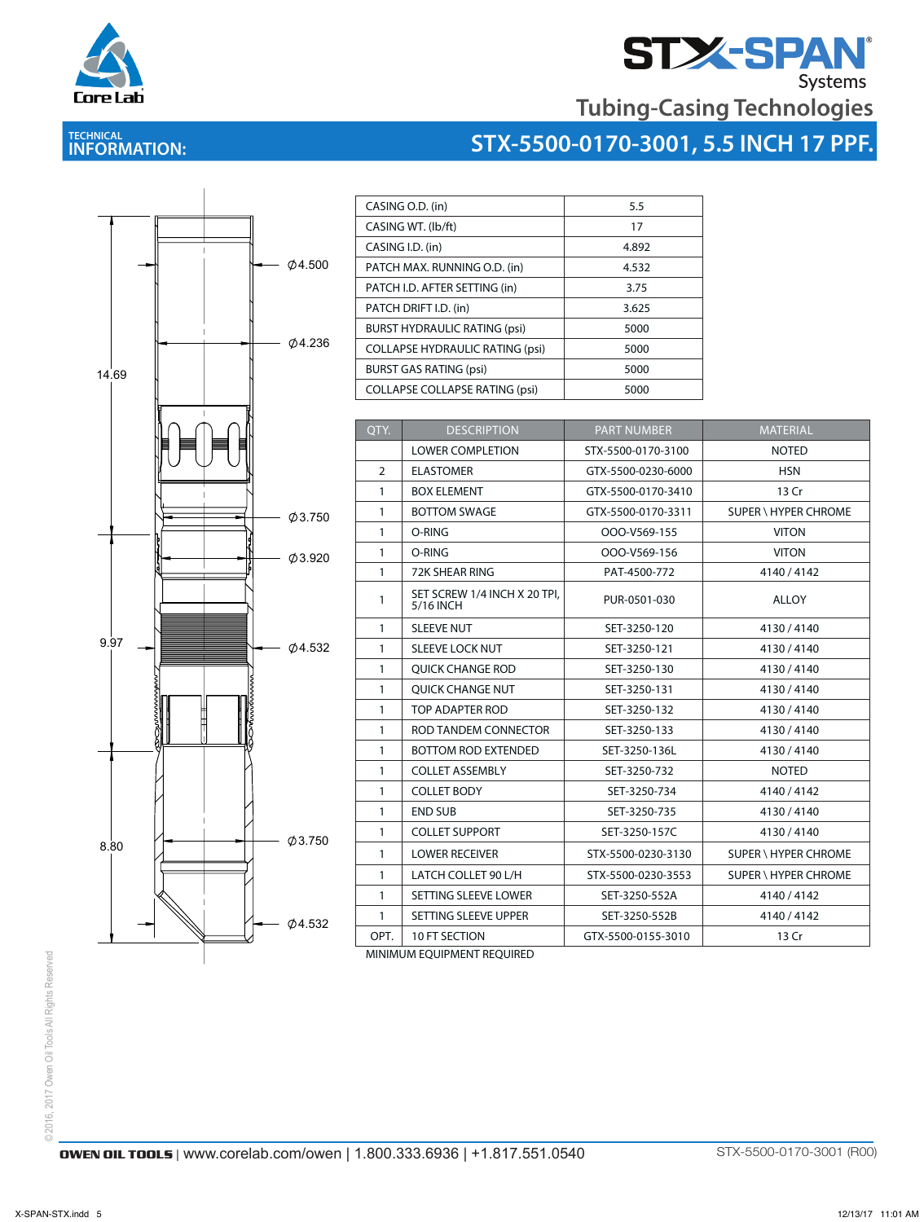# STX-SPAN® Systems

## Tubing-Casing Technologies

TECHNICAL
**INFORMATION:**

## STX-5500-0170-3001, 5.5 INCH 17 PPF.

Ø4.500

Ø4.236

14.69

Ø3.750

Ø3.920

9.97

Ø4.532

8.80

Ø3.750

Ø4.532

| CASING O.D. (in) | 5.5 |
|---|---|
| CASING WT. (lb/ft) | 17 |
| CASING I.D. (in) | 4.892 |
| PATCH MAX. RUNNING O.D. (in) | 4.532 |
| PATCH I.D. AFTER SETTING (in) | 3.75 |
| PATCH DRIFT I.D. (in) | 3.625 |
| BURST HYDRAULIC RATING (psi) | 5000 |
| COLLAPSE HYDRAULIC RATING (psi) | 5000 |
| BURST GAS RATING (psi) | 5000 |
| COLLAPSE COLLAPSE RATING (psi) | 5000 |

| QTY. | DESCRIPTION | PART NUMBER | MATERIAL |
|---|---|---|---|
| | LOWER COMPLETION | STX-5500-0170-3100 | NOTED |
| 2 | ELASTOMER | GTX-5500-0230-6000 | HSN |
| 1 | BOX ELEMENT | GTX-5500-0170-3410 | 13 Cr |
| 1 | BOTTOM SWAGE | GTX-5500-0170-3311 | SUPER \ HYPER CHROME |
| 1 | O-RING | OOO-V569-155 | VITON |
| 1 | O-RING | OOO-V569-156 | VITON |
| 1 | 72K SHEAR RING | PAT-4500-772 | 4140 / 4142 |
| 1 | SET SCREW 1/4 INCH X 20 TPI, 5/16 INCH | PUR-0501-030 | ALLOY |
| 1 | SLEEVE NUT | SET-3250-120 | 4130 / 4140 |
| 1 | SLEEVE LOCK NUT | SET-3250-121 | 4130 / 4140 |
| 1 | QUICK CHANGE ROD | SET-3250-130 | 4130 / 4140 |
| 1 | QUICK CHANGE NUT | SET-3250-131 | 4130 / 4140 |
| 1 | TOP ADAPTER ROD | SET-3250-132 | 4130 / 4140 |
| 1 | ROD TANDEM CONNECTOR | SET-3250-133 | 4130 / 4140 |
| 1 | BOTTOM ROD EXTENDED | SET-3250-136L | 4130 / 4140 |
| 1 | COLLET ASSEMBLY | SET-3250-732 | NOTED |
| 1 | COLLET BODY | SET-3250-734 | 4140 / 4142 |
| 1 | END SUB | SET-3250-735 | 4130 / 4140 |
| 1 | COLLET SUPPORT | SET-3250-157C | 4130 / 4140 |
| 1 | LOWER RECEIVER | STX-5500-0230-3130 | SUPER \ HYPER CHROME |
| 1 | LATCH COLLET 90 L/H | STX-5500-0230-3553 | SUPER \ HYPER CHROME |
| 1 | SETTING SLEEVE LOWER | SET-3250-552A | 4140 / 4142 |
| 1 | SETTING SLEEVE UPPER | SET-3250-552B | 4140 / 4142 |
| OPT. | 10 FT SECTION | GTX-5500-0155-3010 | 13 Cr |

MINIMUM EQUIPMENT REQUIRED

© 2016, 2017 Owen Oil Tools All Rights Reserved

**OWEN OIL TOOLS** | www.corelab.com/owen | 1.800.333.6936 | +1.817.551.0540

STX-5500-0170-3001 (R00)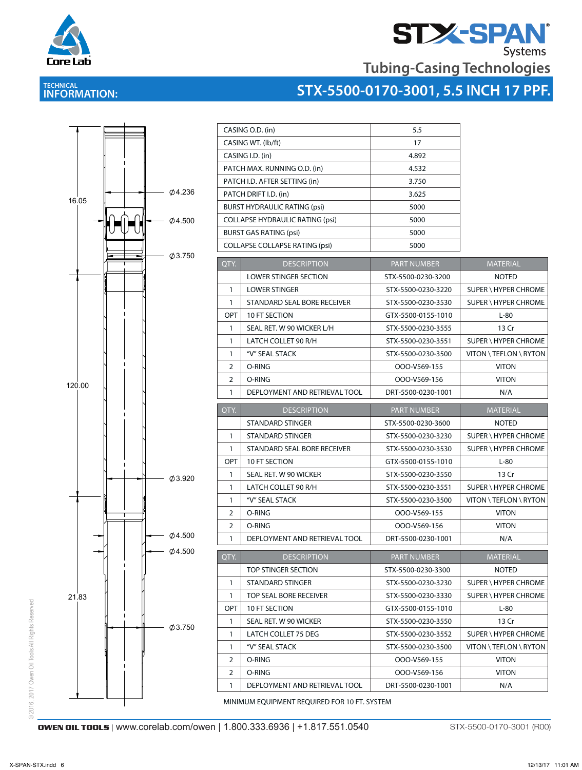STX-SPAN® Systems

Tubing-Casing Technologies

TECHNICAL INFORMATION:

## STX-5500-0170-3001, 5.5 INCH 17 PPF.

16.05

120.00

21.83

Ø4.236

Ø4.500

Ø3.750

Ø3.920

Ø4.500

Ø4.500

Ø3.750

| | |
|---|---|
| CASING O.D. (in) | 5.5 |
| CASING WT. (lb/ft) | 17 |
| CASING I.D. (in) | 4.892 |
| PATCH MAX. RUNNING O.D. (in) | 4.532 |
| PATCH I.D. AFTER SETTING (in) | 3.750 |
| PATCH DRIFT I.D. (in) | 3.625 |
| BURST HYDRAULIC RATING (psi) | 5000 |
| COLLAPSE HYDRAULIC RATING (psi) | 5000 |
| BURST GAS RATING (psi) | 5000 |
| COLLAPSE COLLAPSE RATING (psi) | 5000 |

| QTY. | DESCRIPTION | PART NUMBER | MATERIAL |
|---|---|---|---|
| | LOWER STINGER SECTION | STX-5500-0230-3200 | NOTED |
| 1 | LOWER STINGER | STX-5500-0230-3220 | SUPER \ HYPER CHROME |
| 1 | STANDARD SEAL BORE RECEIVER | STX-5500-0230-3530 | SUPER \ HYPER CHROME |
| OPT | 10 FT SECTION | GTX-5500-0155-1010 | L-80 |
| 1 | SEAL RET. W 90 WICKER L/H | STX-5500-0230-3555 | 13 Cr |
| 1 | LATCH COLLET 90 R/H | STX-5500-0230-3551 | SUPER \ HYPER CHROME |
| 1 | "V" SEAL STACK | STX-5500-0230-3500 | VITON \ TEFLON \ RYTON |
| 2 | O-RING | OOO-V569-155 | VITON |
| 2 | O-RING | OOO-V569-156 | VITON |
| 1 | DEPLOYMENT AND RETRIEVAL TOOL | DRT-5500-0230-1001 | N/A |

| QTY. | DESCRIPTION | PART NUMBER | MATERIAL |
|---|---|---|---|
| | STANDARD STINGER | STX-5500-0230-3600 | NOTED |
| 1 | STANDARD STINGER | STX-5500-0230-3230 | SUPER \ HYPER CHROME |
| 1 | STANDARD SEAL BORE RECEIVER | STX-5500-0230-3530 | SUPER \ HYPER CHROME |
| OPT | 10 FT SECTION | GTX-5500-0155-1010 | L-80 |
| 1 | SEAL RET. W 90 WICKER | STX-5500-0230-3550 | 13 Cr |
| 1 | LATCH COLLET 90 R/H | STX-5500-0230-3551 | SUPER \ HYPER CHROME |
| 1 | "V" SEAL STACK | STX-5500-0230-3500 | VITON \ TEFLON \ RYTON |
| 2 | O-RING | OOO-V569-155 | VITON |
| 2 | O-RING | OOO-V569-156 | VITON |
| 1 | DEPLOYMENT AND RETRIEVAL TOOL | DRT-5500-0230-1001 | N/A |

| QTY. | DESCRIPTION | PART NUMBER | MATERIAL |
|---|---|---|---|
| | TOP STINGER SECTION | STX-5500-0230-3300 | NOTED |
| 1 | STANDARD STINGER | STX-5500-0230-3230 | SUPER \ HYPER CHROME |
| 1 | TOP SEAL BORE RECEIVER | STX-5500-0230-3330 | SUPER \ HYPER CHROME |
| OPT | 10 FT SECTION | GTX-5500-0155-1010 | L-80 |
| 1 | SEAL RET. W 90 WICKER | STX-5500-0230-3550 | 13 Cr |
| 1 | LATCH COLLET 75 DEG | STX-5500-0230-3552 | SUPER \ HYPER CHROME |
| 1 | "V" SEAL STACK | STX-5500-0230-3500 | VITON \ TEFLON \ RYTON |
| 2 | O-RING | OOO-V569-155 | VITON |
| 2 | O-RING | OOO-V569-156 | VITON |
| 1 | DEPLOYMENT AND RETRIEVAL TOOL | DRT-5500-0230-1001 | N/A |

MINIMUM EQUIPMENT REQUIRED FOR 10 FT. SYSTEM

©2016, 2017 Owen Oil Tools All Rights Reserved

OWEN OIL TOOLS | www.corelab.com/owen | 1.800.333.6936 | +1.817.551.0540

STX-5500-0170-3001 (R00)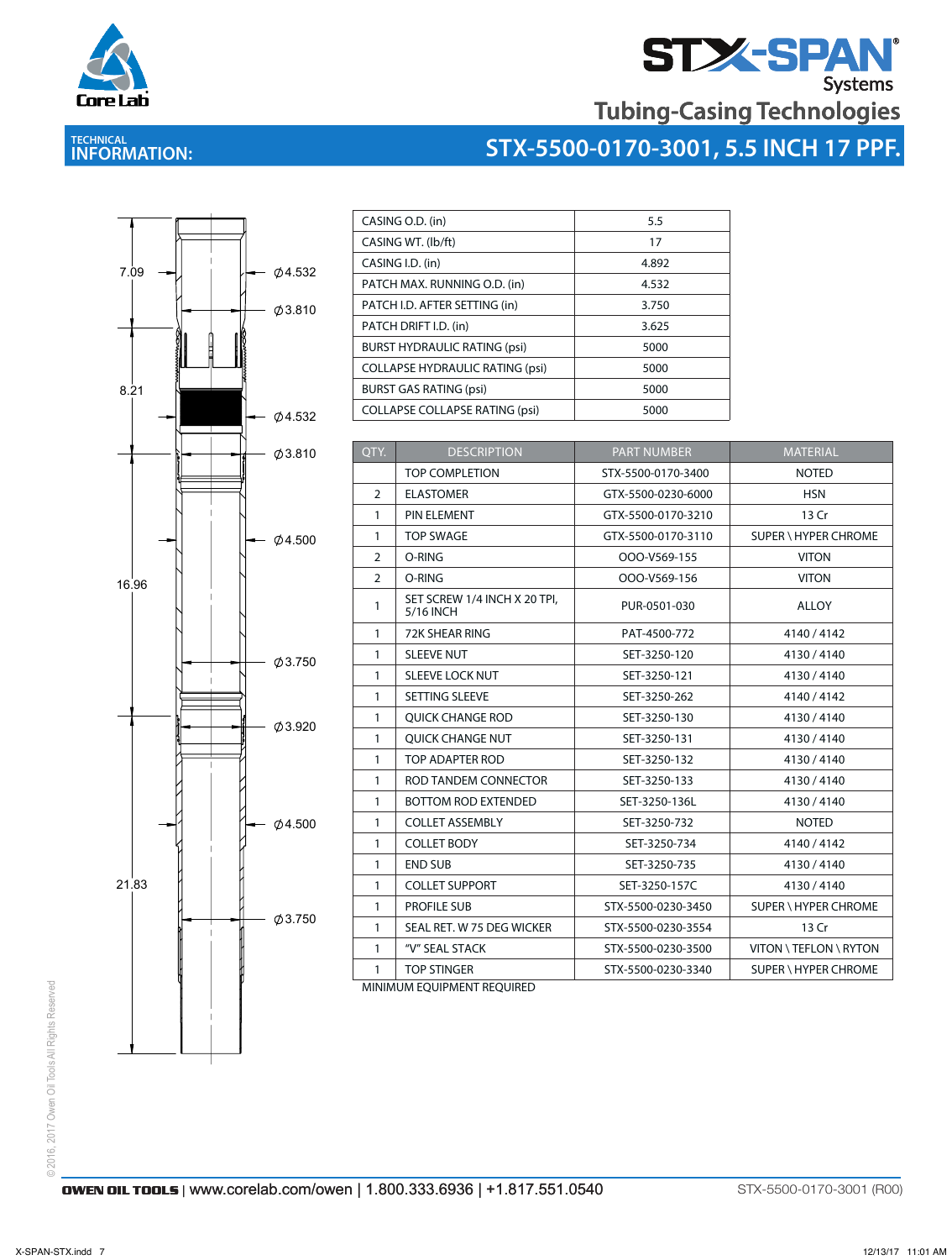# STX-SPAN Systems

## Tubing-Casing Technologies

**TECHNICAL INFORMATION:**

## STX-5500-0170-3001, 5.5 INCH 17 PPF.

7.09
Ø4.532
Ø3.810
8.21
Ø4.532
Ø3.810
Ø4.500
16.96
Ø3.750
Ø3.920
Ø4.500
21.83
Ø3.750

| | |
|---|---|
| CASING O.D. (in) | 5.5 |
| CASING WT. (lb/ft) | 17 |
| CASING I.D. (in) | 4.892 |
| PATCH MAX. RUNNING O.D. (in) | 4.532 |
| PATCH I.D. AFTER SETTING (in) | 3.750 |
| PATCH DRIFT I.D. (in) | 3.625 |
| BURST HYDRAULIC RATING (psi) | 5000 |
| COLLAPSE HYDRAULIC RATING (psi) | 5000 |
| BURST GAS RATING (psi) | 5000 |
| COLLAPSE COLLAPSE RATING (psi) | 5000 |

| QTY. | DESCRIPTION | PART NUMBER | MATERIAL |
|---|---|---|---|
| | TOP COMPLETION | STX-5500-0170-3400 | NOTED |
| 2 | ELASTOMER | GTX-5500-0230-6000 | HSN |
| 1 | PIN ELEMENT | GTX-5500-0170-3210 | 13 Cr |
| 1 | TOP SWAGE | GTX-5500-0170-3110 | SUPER \ HYPER CHROME |
| 2 | O-RING | OOO-V569-155 | VITON |
| 2 | O-RING | OOO-V569-156 | VITON |
| 1 | SET SCREW 1/4 INCH X 20 TPI, 5/16 INCH | PUR-0501-030 | ALLOY |
| 1 | 72K SHEAR RING | PAT-4500-772 | 4140 / 4142 |
| 1 | SLEEVE NUT | SET-3250-120 | 4130 / 4140 |
| 1 | SLEEVE LOCK NUT | SET-3250-121 | 4130 / 4140 |
| 1 | SETTING SLEEVE | SET-3250-262 | 4140 / 4142 |
| 1 | QUICK CHANGE ROD | SET-3250-130 | 4130 / 4140 |
| 1 | QUICK CHANGE NUT | SET-3250-131 | 4130 / 4140 |
| 1 | TOP ADAPTER ROD | SET-3250-132 | 4130 / 4140 |
| 1 | ROD TANDEM CONNECTOR | SET-3250-133 | 4130 / 4140 |
| 1 | BOTTOM ROD EXTENDED | SET-3250-136L | 4130 / 4140 |
| 1 | COLLET ASSEMBLY | SET-3250-732 | NOTED |
| 1 | COLLET BODY | SET-3250-734 | 4140 / 4142 |
| 1 | END SUB | SET-3250-735 | 4130 / 4140 |
| 1 | COLLET SUPPORT | SET-3250-157C | 4130 / 4140 |
| 1 | PROFILE SUB | STX-5500-0230-3450 | SUPER \ HYPER CHROME |
| 1 | SEAL RET. W 75 DEG WICKER | STX-5500-0230-3554 | 13 Cr |
| 1 | "V" SEAL STACK | STX-5500-0230-3500 | VITON \ TEFLON \ RYTON |
| 1 | TOP STINGER | STX-5500-0230-3340 | SUPER \ HYPER CHROME |

MINIMUM EQUIPMENT REQUIRED

© 2016, 2017 Owen Oil Tools All Rights Reserved

**OWEN OIL TOOLS** | www.corelab.com/owen | 1.800.333.6936 | +1.817.551.0540 STX-5500-0170-3001 (R00)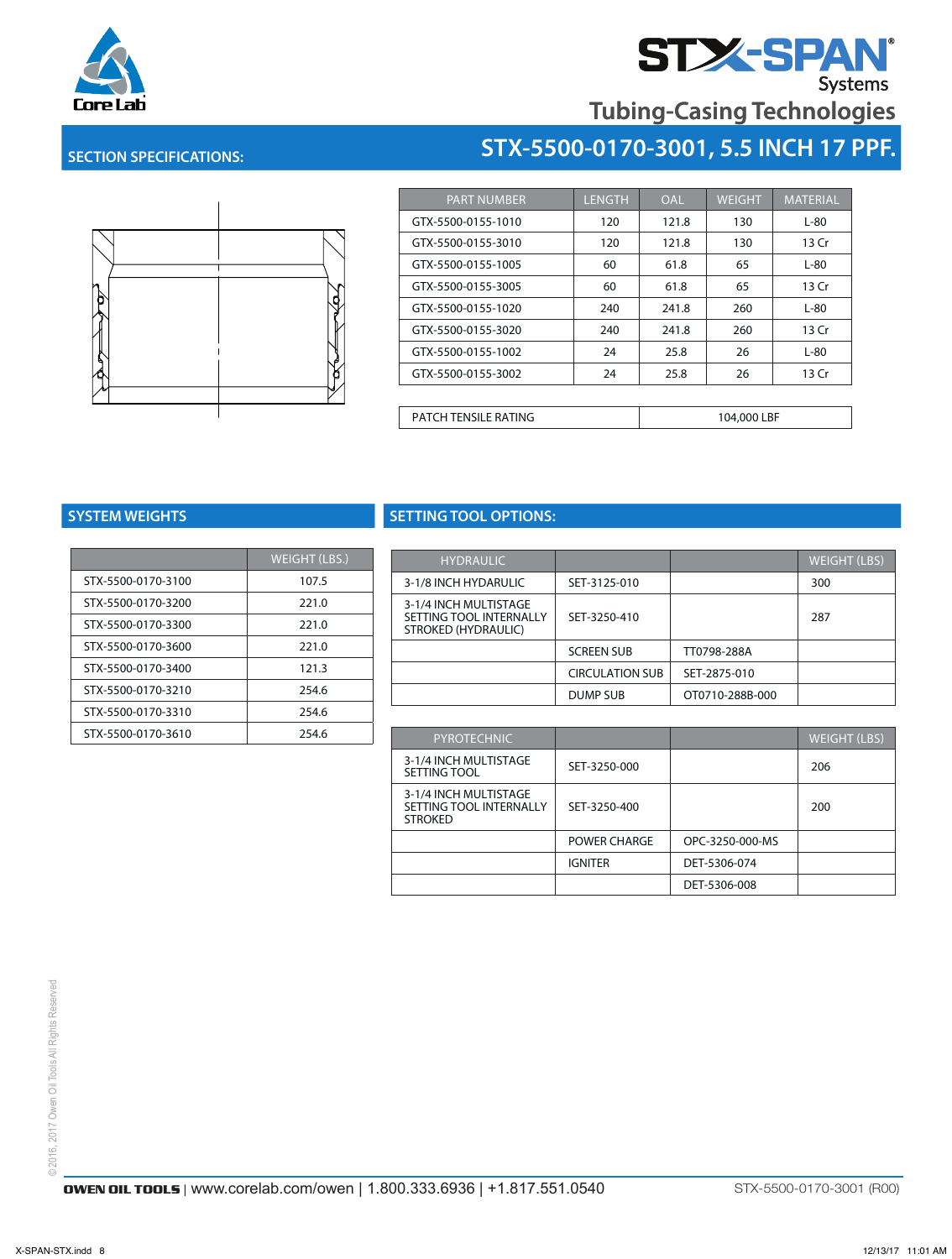# STX-SPAN Systems

## Tubing-Casing Technologies

## SECTION SPECIFICATIONS:

## STX-5500-0170-3001, 5.5 INCH 17 PPF.

| PART NUMBER | LENGTH | OAL | WEIGHT | MATERIAL |
|---|---|---|---|---|
| GTX-5500-0155-1010 | 120 | 121.8 | 130 | L-80 |
| GTX-5500-0155-3010 | 120 | 121.8 | 130 | 13 Cr |
| GTX-5500-0155-1005 | 60 | 61.8 | 65 | L-80 |
| GTX-5500-0155-3005 | 60 | 61.8 | 65 | 13 Cr |
| GTX-5500-0155-1020 | 240 | 241.8 | 260 | L-80 |
| GTX-5500-0155-3020 | 240 | 241.8 | 260 | 13 Cr |
| GTX-5500-0155-1002 | 24 | 25.8 | 26 | L-80 |
| GTX-5500-0155-3002 | 24 | 25.8 | 26 | 13 Cr |

| PATCH TENSILE RATING | 104,000 LBF |
|---|---|

## SYSTEM WEIGHTS

| | WEIGHT (LBS.) |
|---|---|
| STX-5500-0170-3100 | 107.5 |
| STX-5500-0170-3200 | 221.0 |
| STX-5500-0170-3300 | 221.0 |
| STX-5500-0170-3600 | 221.0 |
| STX-5500-0170-3400 | 121.3 |
| STX-5500-0170-3210 | 254.6 |
| STX-5500-0170-3310 | 254.6 |
| STX-5500-0170-3610 | 254.6 |

## SETTING TOOL OPTIONS:

| HYDRAULIC | | | WEIGHT (LBS) |
|---|---|---|---|
| 3-1/8 INCH HYDARULIC | SET-3125-010 | | 300 |
| 3-1/4 INCH MULTISTAGE SETTING TOOL INTERNALLY STROKED (HYDRAULIC) | SET-3250-410 | | 287 |
| | SCREEN SUB | TT0798-288A | |
| | CIRCULATION SUB | SET-2875-010 | |
| | DUMP SUB | OT0710-288B-000 | |

| PYROTECHNIC | | | WEIGHT (LBS) |
|---|---|---|---|
| 3-1/4 INCH MULTISTAGE SETTING TOOL | SET-3250-000 | | 206 |
| 3-1/4 INCH MULTISTAGE SETTING TOOL INTERNALLY STROKED | SET-3250-400 | | 200 |
| | POWER CHARGE | OPC-3250-000-MS | |
| | IGNITER | DET-5306-074 | |
| | | DET-5306-008 | |

©2016, 2017 Owen Oil Tools All Rights Reserved

OWEN OIL TOOLS | www.corelab.com/owen | 1.800.333.6936 | +1.817.551.0540 STX-5500-0170-3001 (R00)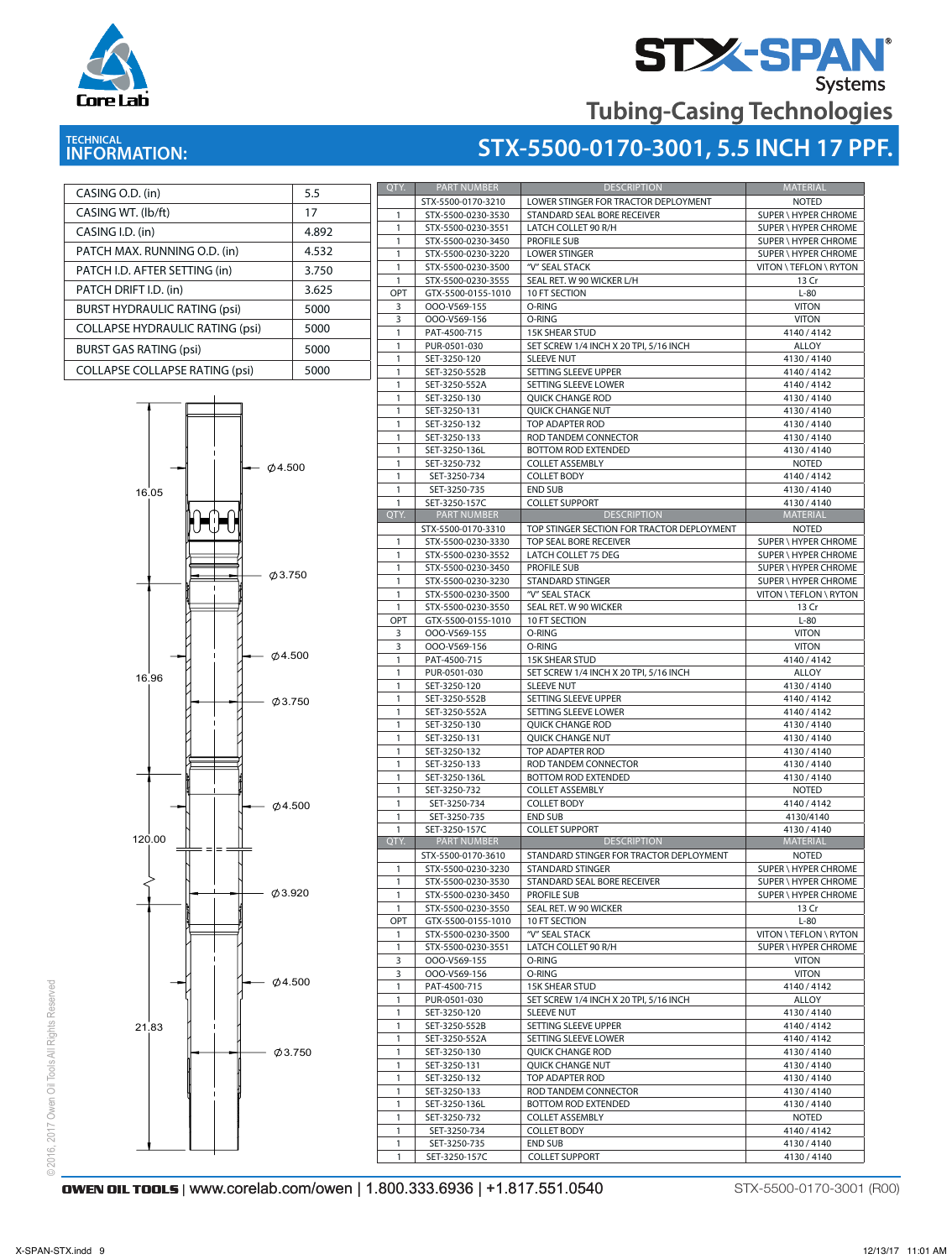Core Lab

# STX-SPAN® Systems

## Tubing-Casing Technologies

## TECHNICAL INFORMATION:

## STX-5500-0170-3001, 5.5 INCH 17 PPF.

| | |
|---|---|
| CASING O.D. (in) | 5.5 |
| CASING WT. (lb/ft) | 17 |
| CASING I.D. (in) | 4.892 |
| PATCH MAX. RUNNING O.D. (in) | 4.532 |
| PATCH I.D. AFTER SETTING (in) | 3.750 |
| PATCH DRIFT I.D. (in) | 3.625 |
| BURST HYDRAULIC RATING (psi) | 5000 |
| COLLAPSE HYDRAULIC RATING (psi) | 5000 |
| BURST GAS RATING (psi) | 5000 |
| COLLAPSE COLLAPSE RATING (psi) | 5000 |

Drawing dimensions: 16.05, 16.96, 120.00, 21.83; ⌀4.500, ⌀3.750, ⌀4.500, ⌀3.750, ⌀4.500, ⌀3.920, ⌀4.500, ⌀3.750

| QTY. | PART NUMBER | DESCRIPTION | MATERIAL |
|---|---|---|---|
| | STX-5500-0170-3210 | LOWER STINGER FOR TRACTOR DEPLOYMENT | NOTED |
| 1 | STX-5500-0230-3530 | STANDARD SEAL BORE RECEIVER | SUPER \ HYPER CHROME |
| 1 | STX-5500-0230-3551 | LATCH COLLET 90 R/H | SUPER \ HYPER CHROME |
| 1 | STX-5500-0230-3450 | PROFILE SUB | SUPER \ HYPER CHROME |
| 1 | STX-5500-0230-3220 | LOWER STINGER | SUPER \ HYPER CHROME |
| 1 | STX-5500-0230-3500 | "V" SEAL STACK | VITON \ TEFLON \ RYTON |
| 1 | STX-5500-0230-3555 | SEAL RET. W 90 WICKER L/H | 13 Cr |
| OPT | GTX-5500-0155-1010 | 10 FT SECTION | L-80 |
| 3 | OOO-V569-155 | O-RING | VITON |
| 3 | OOO-V569-156 | O-RING | VITON |
| 1 | PAT-4500-715 | 15K SHEAR STUD | 4140 / 4142 |
| 1 | PUR-0501-030 | SET SCREW 1/4 INCH X 20 TPI, 5/16 INCH | ALLOY |
| 1 | SET-3250-120 | SLEEVE NUT | 4130 / 4140 |
| 1 | SET-3250-552B | SETTING SLEEVE UPPER | 4140 / 4142 |
| 1 | SET-3250-552A | SETTING SLEEVE LOWER | 4140 / 4142 |
| 1 | SET-3250-130 | QUICK CHANGE ROD | 4130 / 4140 |
| 1 | SET-3250-131 | QUICK CHANGE NUT | 4130 / 4140 |
| 1 | SET-3250-132 | TOP ADAPTER ROD | 4130 / 4140 |
| 1 | SET-3250-133 | ROD TANDEM CONNECTOR | 4130 / 4140 |
| 1 | SET-3250-136L | BOTTOM ROD EXTENDED | 4130 / 4140 |
| 1 | SET-3250-732 | COLLET ASSEMBLY | NOTED |
| 1 | SET-3250-734 | COLLET BODY | 4140 / 4142 |
| 1 | SET-3250-735 | END SUB | 4130 / 4140 |
| 1 | SET-3250-157C | COLLET SUPPORT | 4130 / 4140 |
| QTY. | PART NUMBER | DESCRIPTION | MATERIAL |
| | STX-5500-0170-3310 | TOP STINGER SECTION FOR TRACTOR DEPLOYMENT | NOTED |
| 1 | STX-5500-0230-3330 | TOP SEAL BORE RECEIVER | SUPER \ HYPER CHROME |
| 1 | STX-5500-0230-3552 | LATCH COLLET 75 DEG | SUPER \ HYPER CHROME |
| 1 | STX-5500-0230-3450 | PROFILE SUB | SUPER \ HYPER CHROME |
| 1 | STX-5500-0230-3230 | STANDARD STINGER | SUPER \ HYPER CHROME |
| 1 | STX-5500-0230-3500 | "V" SEAL STACK | VITON \ TEFLON \ RYTON |
| 1 | STX-5500-0230-3550 | SEAL RET. W 90 WICKER | 13 Cr |
| OPT | GTX-5500-0155-1010 | 10 FT SECTION | L-80 |
| 3 | OOO-V569-155 | O-RING | VITON |
| 3 | OOO-V569-156 | O-RING | VITON |
| 1 | PAT-4500-715 | 15K SHEAR STUD | 4140 / 4142 |
| 1 | PUR-0501-030 | SET SCREW 1/4 INCH X 20 TPI, 5/16 INCH | ALLOY |
| 1 | SET-3250-120 | SLEEVE NUT | 4130 / 4140 |
| 1 | SET-3250-552B | SETTING SLEEVE UPPER | 4140 / 4142 |
| 1 | SET-3250-552A | SETTING SLEEVE LOWER | 4140 / 4142 |
| 1 | SET-3250-130 | QUICK CHANGE ROD | 4130 / 4140 |
| 1 | SET-3250-131 | QUICK CHANGE NUT | 4130 / 4140 |
| 1 | SET-3250-132 | TOP ADAPTER ROD | 4130 / 4140 |
| 1 | SET-3250-133 | ROD TANDEM CONNECTOR | 4130 / 4140 |
| 1 | SET-3250-136L | BOTTOM ROD EXTENDED | 4130 / 4140 |
| 1 | SET-3250-732 | COLLET ASSEMBLY | NOTED |
| 1 | SET-3250-734 | COLLET BODY | 4140 / 4142 |
| 1 | SET-3250-735 | END SUB | 4130/4140 |
| 1 | SET-3250-157C | COLLET SUPPORT | 4130 / 4140 |
| QTY. | PART NUMBER | DESCRIPTION | MATERIAL |
| | STX-5500-0170-3610 | STANDARD STINGER FOR TRACTOR DEPLOYMENT | NOTED |
| 1 | STX-5500-0230-3230 | STANDARD STINGER | SUPER \ HYPER CHROME |
| 1 | STX-5500-0230-3530 | STANDARD SEAL BORE RECEIVER | SUPER \ HYPER CHROME |
| 1 | STX-5500-0230-3450 | PROFILE SUB | SUPER \ HYPER CHROME |
| 1 | STX-5500-0230-3550 | SEAL RET. W 90 WICKER | 13 Cr |
| OPT | GTX-5500-0155-1010 | 10 FT SECTION | L-80 |
| 1 | STX-5500-0230-3500 | "V" SEAL STACK | VITON \ TEFLON \ RYTON |
| 1 | STX-5500-0230-3551 | LATCH COLLET 90 R/H | SUPER \ HYPER CHROME |
| 3 | OOO-V569-155 | O-RING | VITON |
| 3 | OOO-V569-156 | O-RING | VITON |
| 1 | PAT-4500-715 | 15K SHEAR STUD | 4140 / 4142 |
| 1 | PUR-0501-030 | SET SCREW 1/4 INCH X 20 TPI, 5/16 INCH | ALLOY |
| 1 | SET-3250-120 | SLEEVE NUT | 4130 / 4140 |
| 1 | SET-3250-552B | SETTING SLEEVE UPPER | 4140 / 4142 |
| 1 | SET-3250-552A | SETTING SLEEVE LOWER | 4140 / 4142 |
| 1 | SET-3250-130 | QUICK CHANGE ROD | 4130 / 4140 |
| 1 | SET-3250-131 | QUICK CHANGE NUT | 4130 / 4140 |
| 1 | SET-3250-132 | TOP ADAPTER ROD | 4130 / 4140 |
| 1 | SET-3250-133 | ROD TANDEM CONNECTOR | 4130 / 4140 |
| 1 | SET-3250-136L | BOTTOM ROD EXTENDED | 4130 / 4140 |
| 1 | SET-3250-732 | COLLET ASSEMBLY | NOTED |
| 1 | SET-3250-734 | COLLET BODY | 4140 / 4142 |
| 1 | SET-3250-735 | END SUB | 4130 / 4140 |
| 1 | SET-3250-157C | COLLET SUPPORT | 4130 / 4140 |

©2016, 2017 Owen Oil Tools All Rights Reserved

OWEN OIL TOOLS | www.corelab.com/owen | 1.800.333.6936 | +1.817.551.0540

STX-5500-0170-3001 (R00)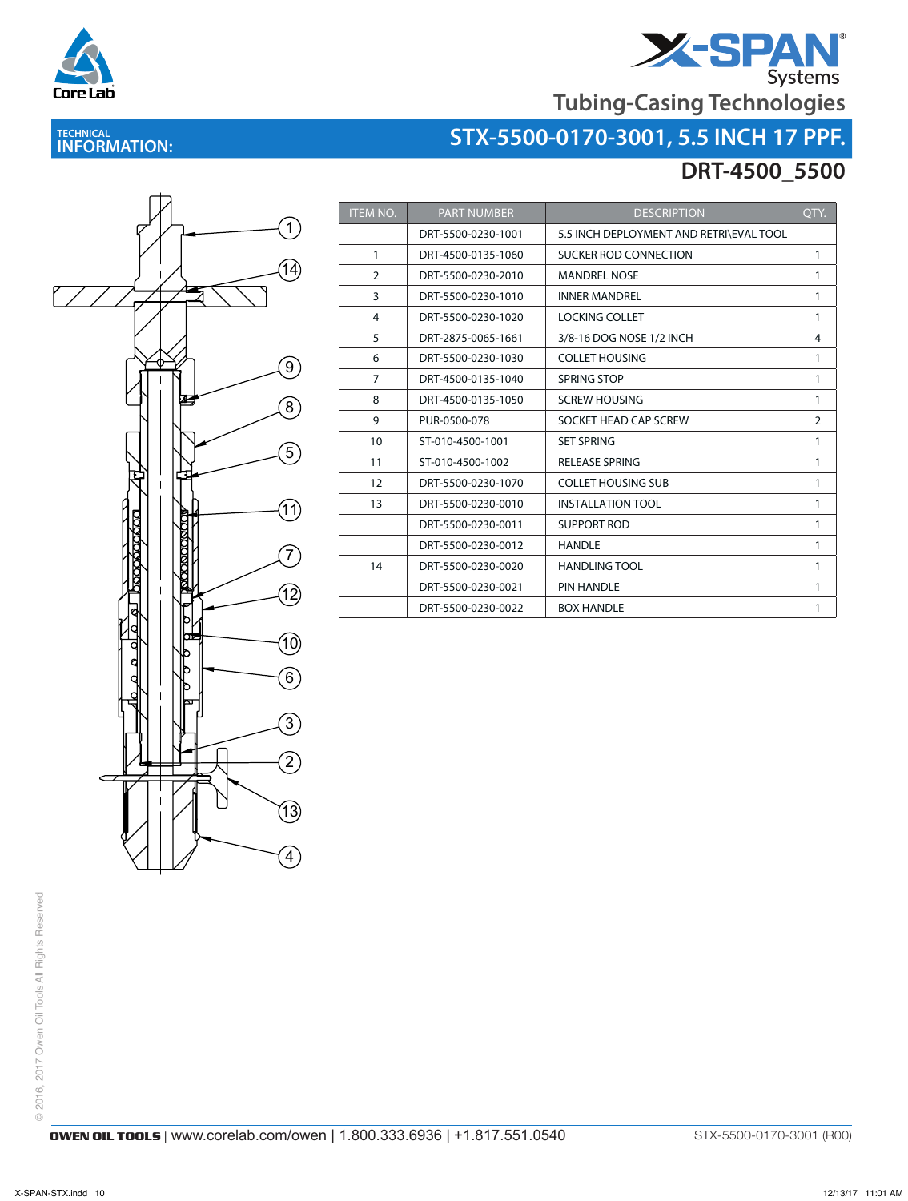# TECHNICAL INFORMATION:

## STX-5500-0170-3001, 5.5 INCH 17 PPF.

### DRT-4500_5500

1
14
9
8
5
11
7
12
10
6
3
2
13
4

| ITEM NO. | PART NUMBER | DESCRIPTION | QTY. |
|---|---|---|---|
| | DRT-5500-0230-1001 | 5.5 INCH DEPLOYMENT AND RETRI\EVAL TOOL | |
| 1 | DRT-4500-0135-1060 | SUCKER ROD CONNECTION | 1 |
| 2 | DRT-5500-0230-2010 | MANDREL NOSE | 1 |
| 3 | DRT-5500-0230-1010 | INNER MANDREL | 1 |
| 4 | DRT-5500-0230-1020 | LOCKING COLLET | 1 |
| 5 | DRT-2875-0065-1661 | 3/8-16 DOG NOSE 1/2 INCH | 4 |
| 6 | DRT-5500-0230-1030 | COLLET HOUSING | 1 |
| 7 | DRT-4500-0135-1040 | SPRING STOP | 1 |
| 8 | DRT-4500-0135-1050 | SCREW HOUSING | 1 |
| 9 | PUR-0500-078 | SOCKET HEAD CAP SCREW | 2 |
| 10 | ST-010-4500-1001 | SET SPRING | 1 |
| 11 | ST-010-4500-1002 | RELEASE SPRING | 1 |
| 12 | DRT-5500-0230-1070 | COLLET HOUSING SUB | 1 |
| 13 | DRT-5500-0230-0010 | INSTALLATION TOOL | 1 |
| | DRT-5500-0230-0011 | SUPPORT ROD | 1 |
| | DRT-5500-0230-0012 | HANDLE | 1 |
| 14 | DRT-5500-0230-0020 | HANDLING TOOL | 1 |
| | DRT-5500-0230-0021 | PIN HANDLE | 1 |
| | DRT-5500-0230-0022 | BOX HANDLE | 1 |

© 2016, 2017 Owen Oil Tools All Rights Reserved

OWEN OIL TOOLS | www.corelab.com/owen | 1.800.333.6936 | +1.817.551.0540 STX-5500-0170-3001 (R00)